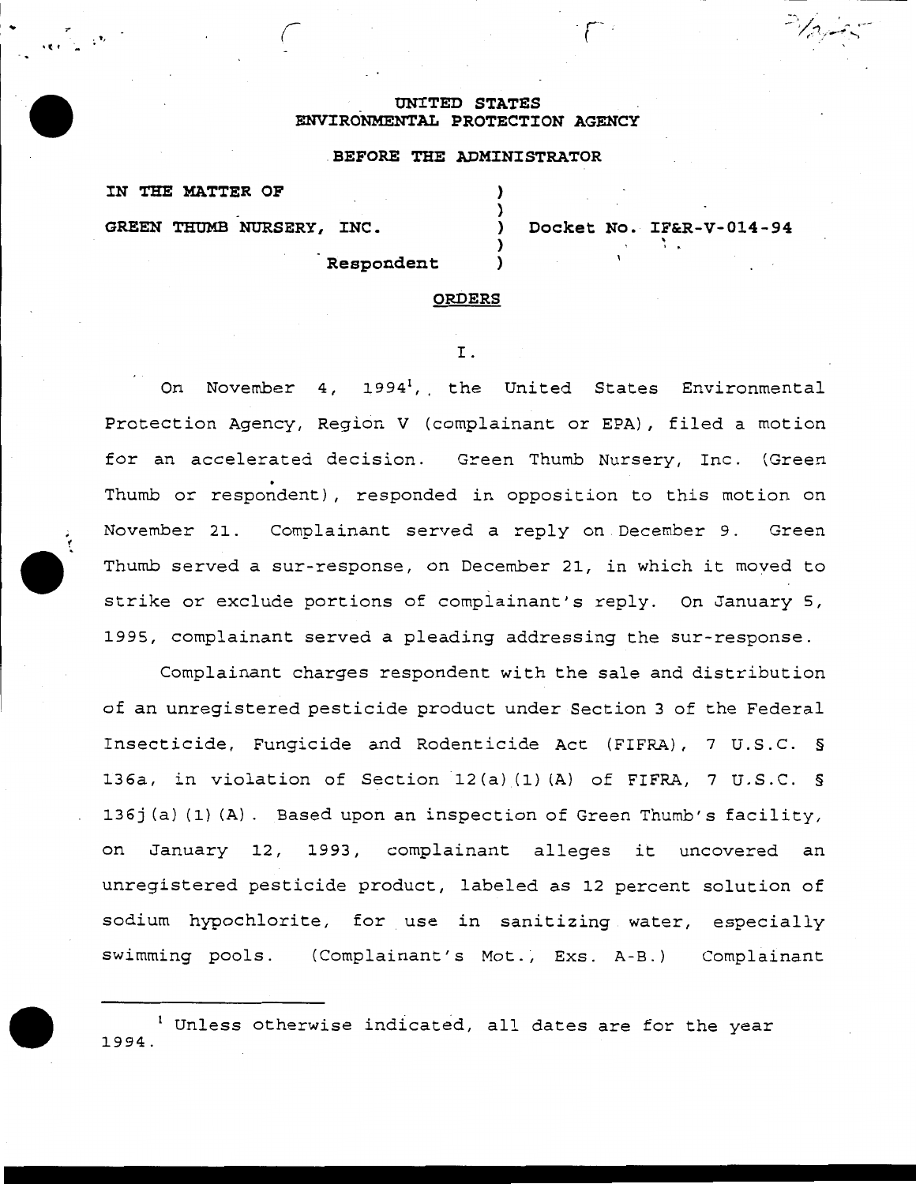UNITED STATES
ENVIRONMENTAL PROTECTION AGENCY

BEFORE THE ADMINISTRATOR

| | | |
|---|---|---|
| IN THE MATTER OF | ) | |
| | ) | |
| GREEN THUMB NURSERY, INC. | ) | Docket No. IF&R-V-014-94 |
| | ) | |
| Respondent | ) | |

**ORDERS**

I.

On November 4, 1994[1], the United States Environmental Protection Agency, Region V (complainant or EPA), filed a motion for an accelerated decision. Green Thumb Nursery, Inc. (Green Thumb or respondent), responded in opposition to this motion on November 21. Complainant served a reply on December 9. Green Thumb served a sur-response, on December 21, in which it moved to strike or exclude portions of complainant's reply. On January 5, 1995, complainant served a pleading addressing the sur-response.

Complainant charges respondent with the sale and distribution of an unregistered pesticide product under Section 3 of the Federal Insecticide, Fungicide and Rodenticide Act (FIFRA), 7 U.S.C. § 136a, in violation of Section 12(a)(1)(A) of FIFRA, 7 U.S.C. § 136j(a)(1)(A). Based upon an inspection of Green Thumb's facility, on January 12, 1993, complainant alleges it uncovered an unregistered pesticide product, labeled as 12 percent solution of sodium hypochlorite, for use in sanitizing water, especially swimming pools. (Complainant's Mot., Exs. A-B.) Complainant

[1] Unless otherwise indicated, all dates are for the year 1994.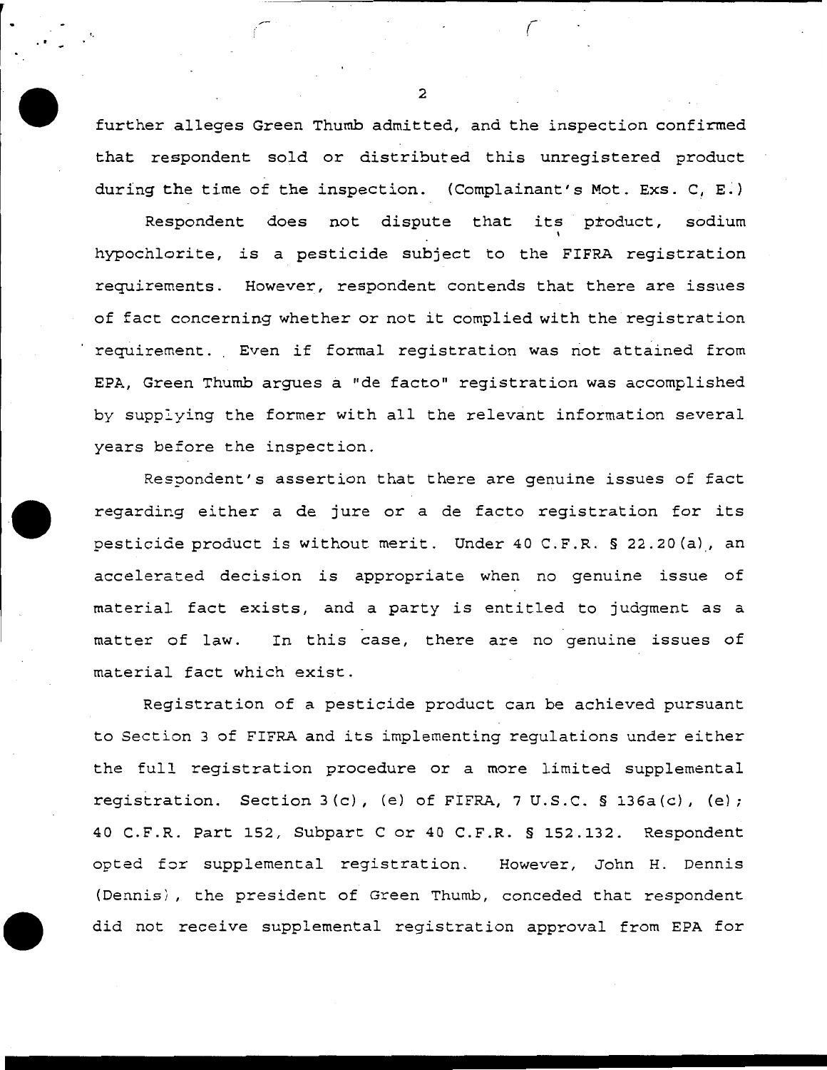further alleges Green Thumb admitted, and the inspection confirmed that respondent sold or distributed this unregistered product during the time of the inspection. (Complainant's Mot. Exs. C, E.)

Respondent does not dispute that its product, sodium hypochlorite, is a pesticide subject to the FIFRA registration requirements. However, respondent contends that there are issues of fact concerning whether or not it complied with the registration requirement. Even if formal registration was not attained from EPA, Green Thumb argues a "de facto" registration was accomplished by supplying the former with all the relevant information several years before the inspection.

Respondent's assertion that there are genuine issues of fact regarding either a de jure or a de facto registration for its pesticide product is without merit. Under 40 C.F.R. § 22.20(a), an accelerated decision is appropriate when no genuine issue of material fact exists, and a party is entitled to judgment as a matter of law. In this case, there are no genuine issues of material fact which exist.

Registration of a pesticide product can be achieved pursuant to Section 3 of FIFRA and its implementing regulations under either the full registration procedure or a more limited supplemental registration. Section 3(c), (e) of FIFRA, 7 U.S.C. § 136a(c), (e); 40 C.F.R. Part 152, Subpart C or 40 C.F.R. § 152.132. Respondent opted for supplemental registration. However, John H. Dennis (Dennis), the president of Green Thumb, conceded that respondent did not receive supplemental registration approval from EPA for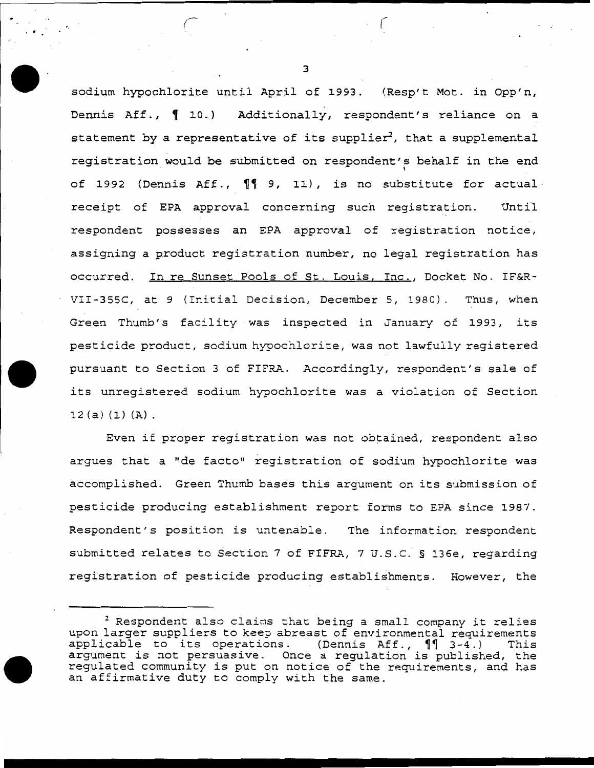sodium hypochlorite until April of 1993. (Resp't Mot. in Opp'n, Dennis Aff., ¶ 10.) Additionally, respondent's reliance on a statement by a representative of its supplier[2], that a supplemental registration would be submitted on respondent's behalf in the end of 1992 (Dennis Aff., ¶¶ 9, 11), is no substitute for actual receipt of EPA approval concerning such registration. Until respondent possesses an EPA approval of registration notice, assigning a product registration number, no legal registration has occurred. In re Sunset Pools of St. Louis, Inc., Docket No. IF&R-VII-355C, at 9 (Initial Decision, December 5, 1980). Thus, when Green Thumb's facility was inspected in January of 1993, its pesticide product, sodium hypochlorite, was not lawfully registered pursuant to Section 3 of FIFRA. Accordingly, respondent's sale of its unregistered sodium hypochlorite was a violation of Section 12(a)(1)(A).

Even if proper registration was not obtained, respondent also argues that a "de facto" registration of sodium hypochlorite was accomplished. Green Thumb bases this argument on its submission of pesticide producing establishment report forms to EPA since 1987. Respondent's position is untenable. The information respondent submitted relates to Section 7 of FIFRA, 7 U.S.C. § 136e, regarding registration of pesticide producing establishments. However, the

---

[2] Respondent also claims that being a small company it relies upon larger suppliers to keep abreast of environmental requirements applicable to its operations. (Dennis Aff., ¶¶ 3-4.) This argument is not persuasive. Once a regulation is published, the regulated community is put on notice of the requirements, and has an affirmative duty to comply with the same.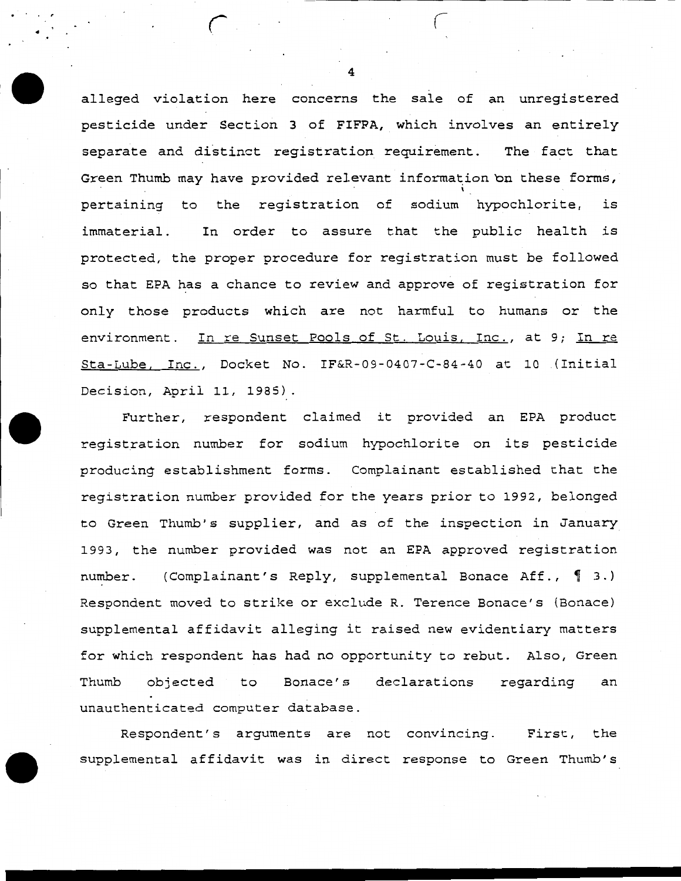alleged violation here concerns the sale of an unregistered pesticide under Section 3 of FIFRA, which involves an entirely separate and distinct registration requirement. The fact that Green Thumb may have provided relevant information on these forms, pertaining to the registration of sodium hypochlorite, is immaterial. In order to assure that the public health is protected, the proper procedure for registration must be followed so that EPA has a chance to review and approve of registration for only those products which are not harmful to humans or the environment. In re Sunset Pools of St. Louis, Inc., at 9; In re Sta-Lube, Inc., Docket No. IF&R-09-0407-C-84-40 at 10 (Initial Decision, April 11, 1985).

Further, respondent claimed it provided an EPA product registration number for sodium hypochlorite on its pesticide producing establishment forms. Complainant established that the registration number provided for the years prior to 1992, belonged to Green Thumb's supplier, and as of the inspection in January 1993, the number provided was not an EPA approved registration number. (Complainant's Reply, supplemental Bonace Aff., ¶ 3.) Respondent moved to strike or exclude R. Terence Bonace's (Bonace) supplemental affidavit alleging it raised new evidentiary matters for which respondent has had no opportunity to rebut. Also, Green Thumb objected to Bonace's declarations regarding an unauthenticated computer database.

Respondent's arguments are not convincing. First, the supplemental affidavit was in direct response to Green Thumb's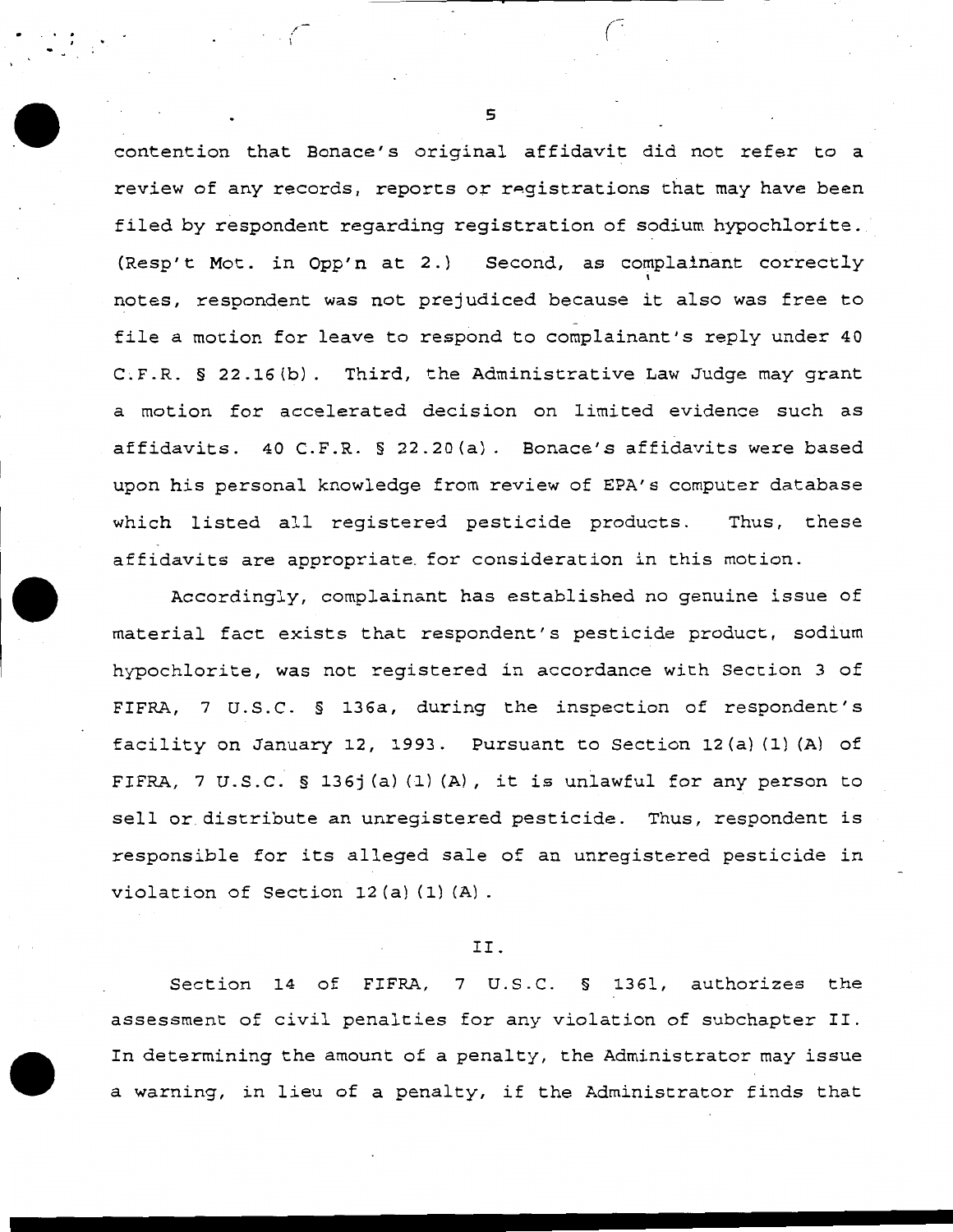contention that Bonace's original affidavit did not refer to a review of any records, reports or registrations that may have been filed by respondent regarding registration of sodium hypochlorite. (Resp't Mot. in Opp'n at 2.) Second, as complainant correctly notes, respondent was not prejudiced because it also was free to file a motion for leave to respond to complainant's reply under 40 C.F.R. § 22.16(b). Third, the Administrative Law Judge may grant a motion for accelerated decision on limited evidence such as affidavits. 40 C.F.R. § 22.20(a). Bonace's affidavits were based upon his personal knowledge from review of EPA's computer database which listed all registered pesticide products. Thus, these affidavits are appropriate for consideration in this motion.

Accordingly, complainant has established no genuine issue of material fact exists that respondent's pesticide product, sodium hypochlorite, was not registered in accordance with Section 3 of FIFRA, 7 U.S.C. § 136a, during the inspection of respondent's facility on January 12, 1993. Pursuant to Section 12(a)(1)(A) of FIFRA, 7 U.S.C. § 136j(a)(1)(A), it is unlawful for any person to sell or distribute an unregistered pesticide. Thus, respondent is responsible for its alleged sale of an unregistered pesticide in violation of Section 12(a)(1)(A).

## II.

Section 14 of FIFRA, 7 U.S.C. § 136l, authorizes the assessment of civil penalties for any violation of subchapter II. In determining the amount of a penalty, the Administrator may issue a warning, in lieu of a penalty, if the Administrator finds that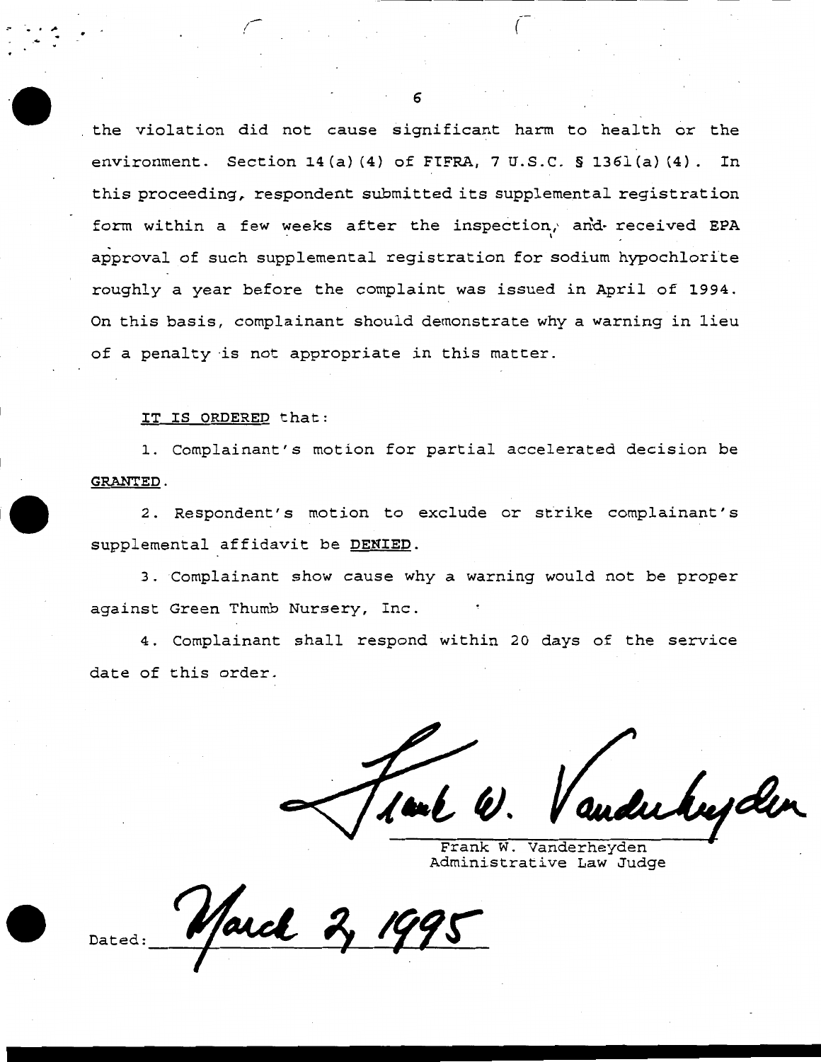the violation did not cause significant harm to health or the environment. Section 14(a)(4) of FIFRA, 7 U.S.C. § 1361(a)(4). In this proceeding, respondent submitted its supplemental registration form within a few weeks after the inspection, and received EPA approval of such supplemental registration for sodium hypochlorite roughly a year before the complaint was issued in April of 1994. On this basis, complainant should demonstrate why a warning in lieu of a penalty is not appropriate in this matter.

IT IS ORDERED that:

1. Complainant's motion for partial accelerated decision be **GRANTED**.

2. Respondent's motion to exclude or strike complainant's supplemental affidavit be **DENIED**.

3. Complainant show cause why a warning would not be proper against Green Thumb Nursery, Inc.

4. Complainant shall respond within 20 days of the service date of this order.

Frank W. Vanderheyden
Administrative Law Judge

Dated: March 2, 1995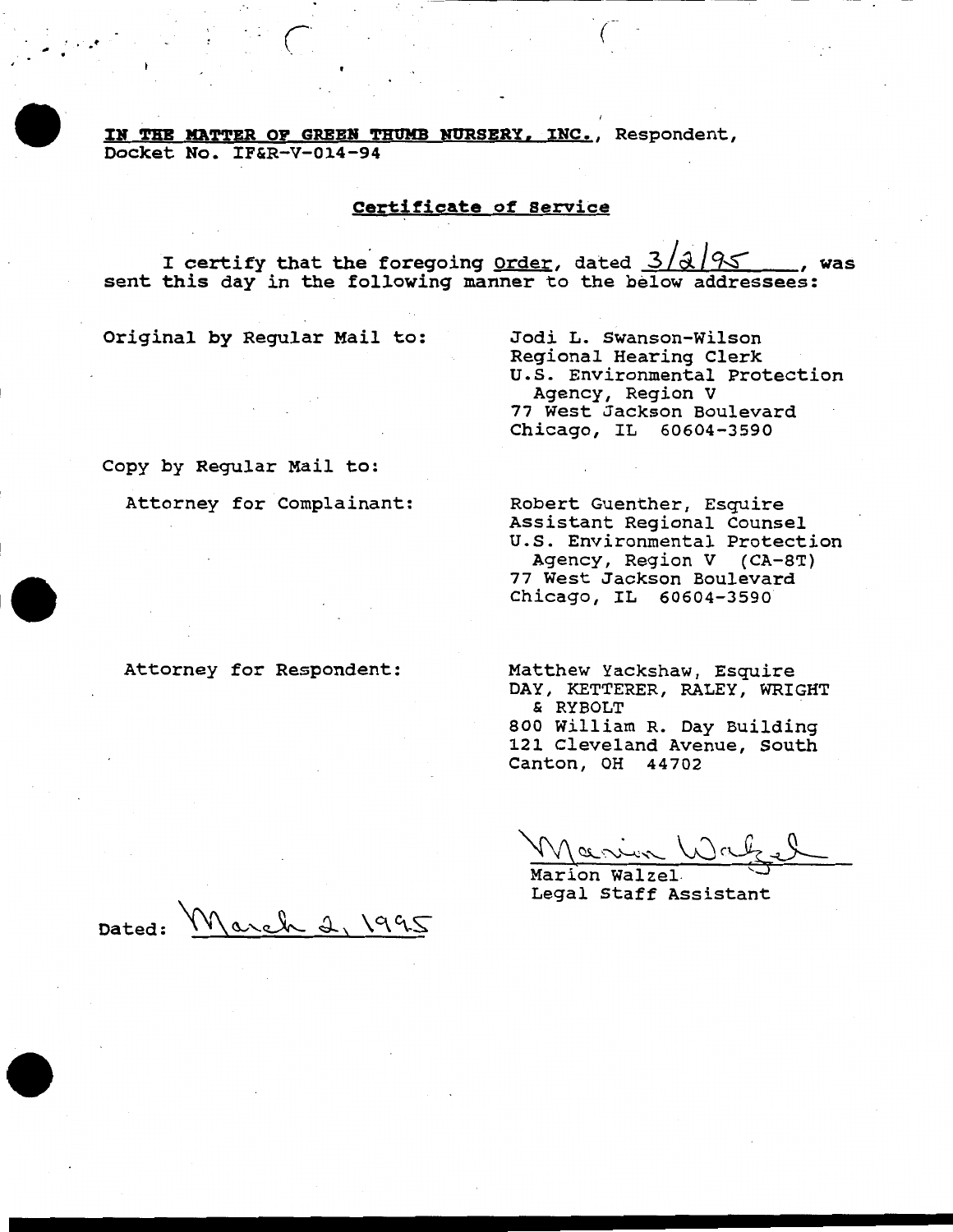**<u>IN THE MATTER OF GREEN THUMB NURSERY, INC.</u>**, Respondent,
Docket No. IF&R-V-014-94

## <u>Certificate of Service</u>

I certify that the foregoing <u>Order</u>, dated <u>3/2/95</u>, was sent this day in the following manner to the below addressees:

Original by Regular Mail to:

Jodi L. Swanson-Wilson
Regional Hearing Clerk
U.S. Environmental Protection Agency, Region V
77 West Jackson Boulevard
Chicago, IL 60604-3590

Copy by Regular Mail to:

Attorney for Complainant:

Robert Guenther, Esquire
Assistant Regional Counsel
U.S. Environmental Protection Agency, Region V (CA-8T)
77 West Jackson Boulevard
Chicago, IL 60604-3590

Attorney for Respondent:

Matthew Yackshaw, Esquire
DAY, KETTERER, RALEY, WRIGHT & RYBOLT
800 William R. Day Building
121 Cleveland Avenue, South
Canton, OH 44702

Marion Walzel
Marion Walzel
Legal Staff Assistant

Dated: March 2, 1995